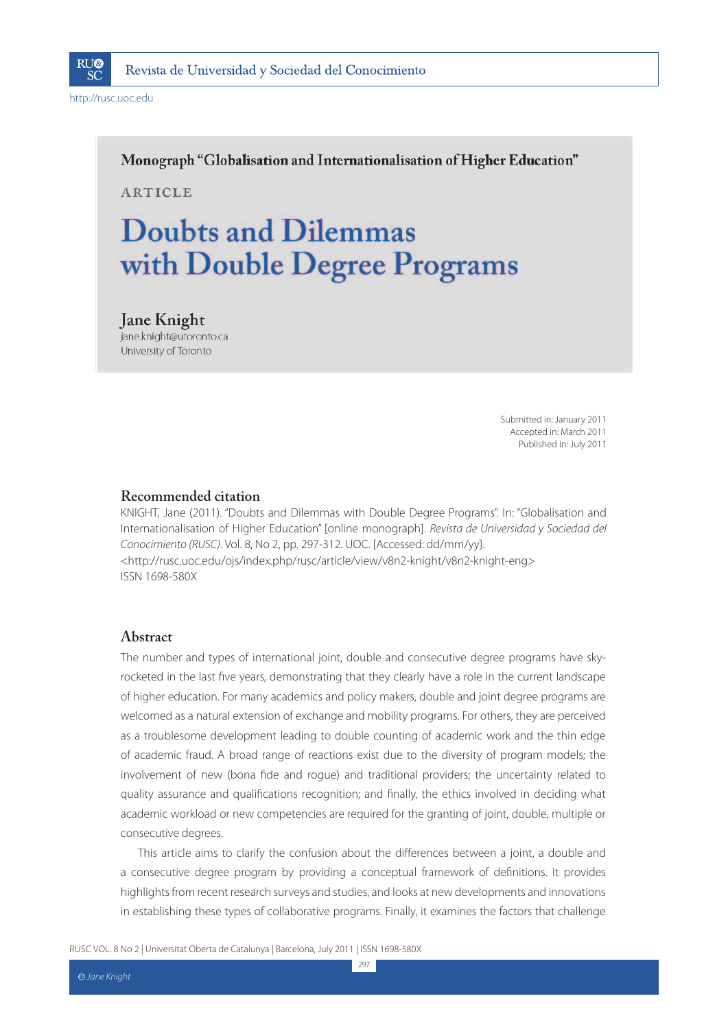Monograph "Globalisation and Internationalisation of Higher Education"

ARTICLE

# Doubts and Dilemmas with Double Degree Programs

**Jane Knight**
jane.knight@utoronto.ca
University of Toronto

Submitted in: January 2011
Accepted in: March 2011
Published in: July 2011

## Recommended citation

KNIGHT, Jane (2011). "Doubts and Dilemmas with Double Degree Programs". In: "Globalisation and Internationalisation of Higher Education" [online monograph]. *Revista de Universidad y Sociedad del Conocimiento (RUSC)*. Vol. 8, No 2, pp. 297-312. UOC. [Accessed: dd/mm/yy].
<http://rusc.uoc.edu/ojs/index.php/rusc/article/view/v8n2-knight/v8n2-knight-eng>
ISSN 1698-580X

## Abstract

The number and types of international joint, double and consecutive degree programs have sky-rocketed in the last five years, demonstrating that they clearly have a role in the current landscape of higher education. For many academics and policy makers, double and joint degree programs are welcomed as a natural extension of exchange and mobility programs. For others, they are perceived as a troublesome development leading to double counting of academic work and the thin edge of academic fraud. A broad range of reactions exist due to the diversity of program models; the involvement of new (bona fide and rogue) and traditional providers; the uncertainty related to quality assurance and qualifications recognition; and finally, the ethics involved in deciding what academic workload or new competencies are required for the granting of joint, double, multiple or consecutive degrees.

This article aims to clarify the confusion about the differences between a joint, a double and a consecutive degree program by providing a conceptual framework of definitions. It provides highlights from recent research surveys and studies, and looks at new developments and innovations in establishing these types of collaborative programs. Finally, it examines the factors that challenge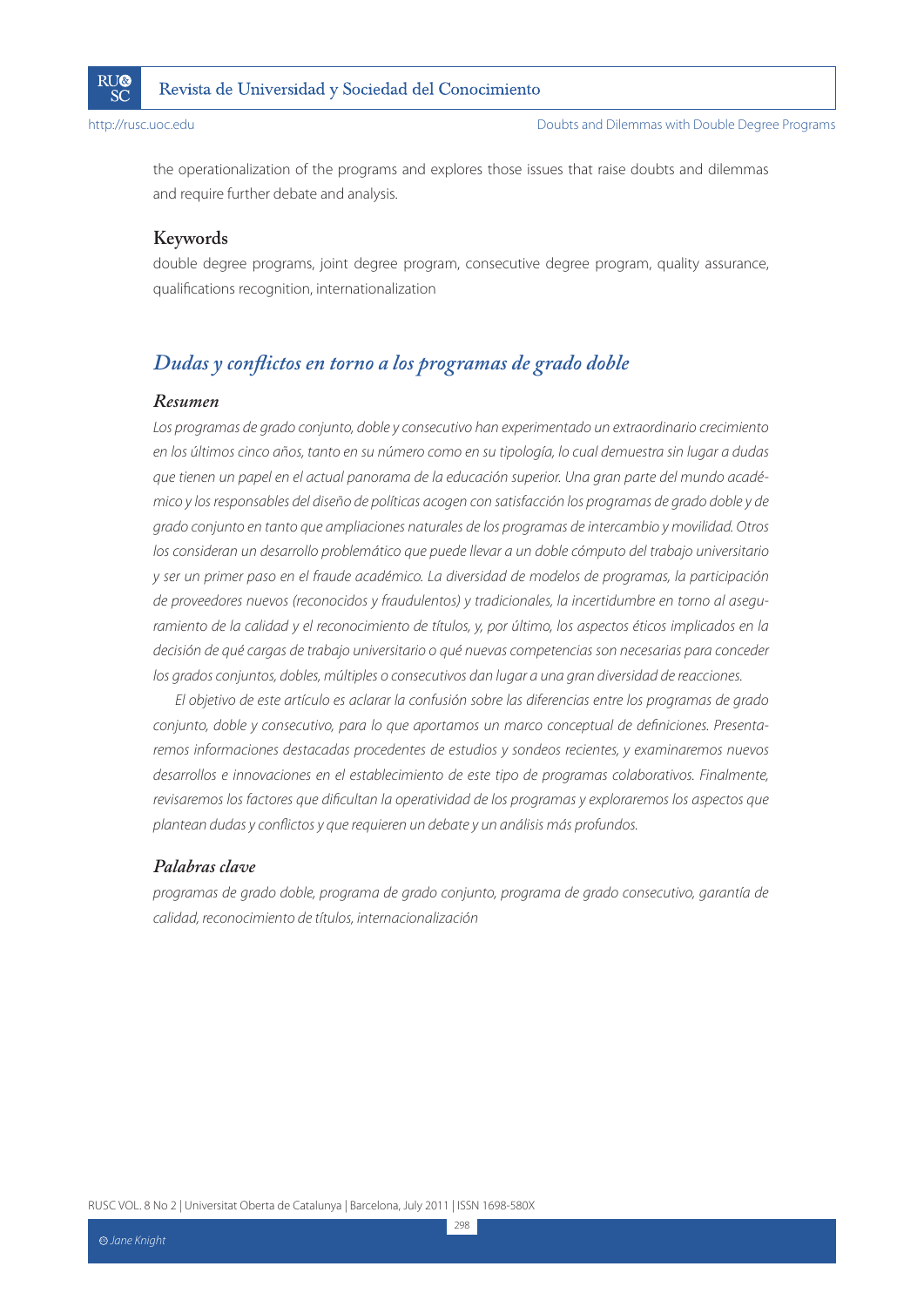the operationalization of the programs and explores those issues that raise doubts and dilemmas and require further debate and analysis.

### Keywords

double degree programs, joint degree program, consecutive degree program, quality assurance, qualifications recognition, internationalization

## *Dudas y conflictos en torno a los programas de grado doble*

### *Resumen*

*Los programas de grado conjunto, doble y consecutivo han experimentado un extraordinario crecimiento en los últimos cinco años, tanto en su número como en su tipología, lo cual demuestra sin lugar a dudas que tienen un papel en el actual panorama de la educación superior. Una gran parte del mundo académico y los responsables del diseño de políticas acogen con satisfacción los programas de grado doble y de grado conjunto en tanto que ampliaciones naturales de los programas de intercambio y movilidad. Otros los consideran un desarrollo problemático que puede llevar a un doble cómputo del trabajo universitario y ser un primer paso en el fraude académico. La diversidad de modelos de programas, la participación de proveedores nuevos (reconocidos y fraudulentos) y tradicionales, la incertidumbre en torno al aseguramiento de la calidad y el reconocimiento de títulos, y, por último, los aspectos éticos implicados en la decisión de qué cargas de trabajo universitario o qué nuevas competencias son necesarias para conceder los grados conjuntos, dobles, múltiples o consecutivos dan lugar a una gran diversidad de reacciones.*

*El objetivo de este artículo es aclarar la confusión sobre las diferencias entre los programas de grado conjunto, doble y consecutivo, para lo que aportamos un marco conceptual de definiciones. Presentaremos informaciones destacadas procedentes de estudios y sondeos recientes, y examinaremos nuevos desarrollos e innovaciones en el establecimiento de este tipo de programas colaborativos. Finalmente, revisaremos los factores que dificultan la operatividad de los programas y exploraremos los aspectos que plantean dudas y conflictos y que requieren un debate y un análisis más profundos.*

### *Palabras clave*

*programas de grado doble, programa de grado conjunto, programa de grado consecutivo, garantía de calidad, reconocimiento de títulos, internacionalización*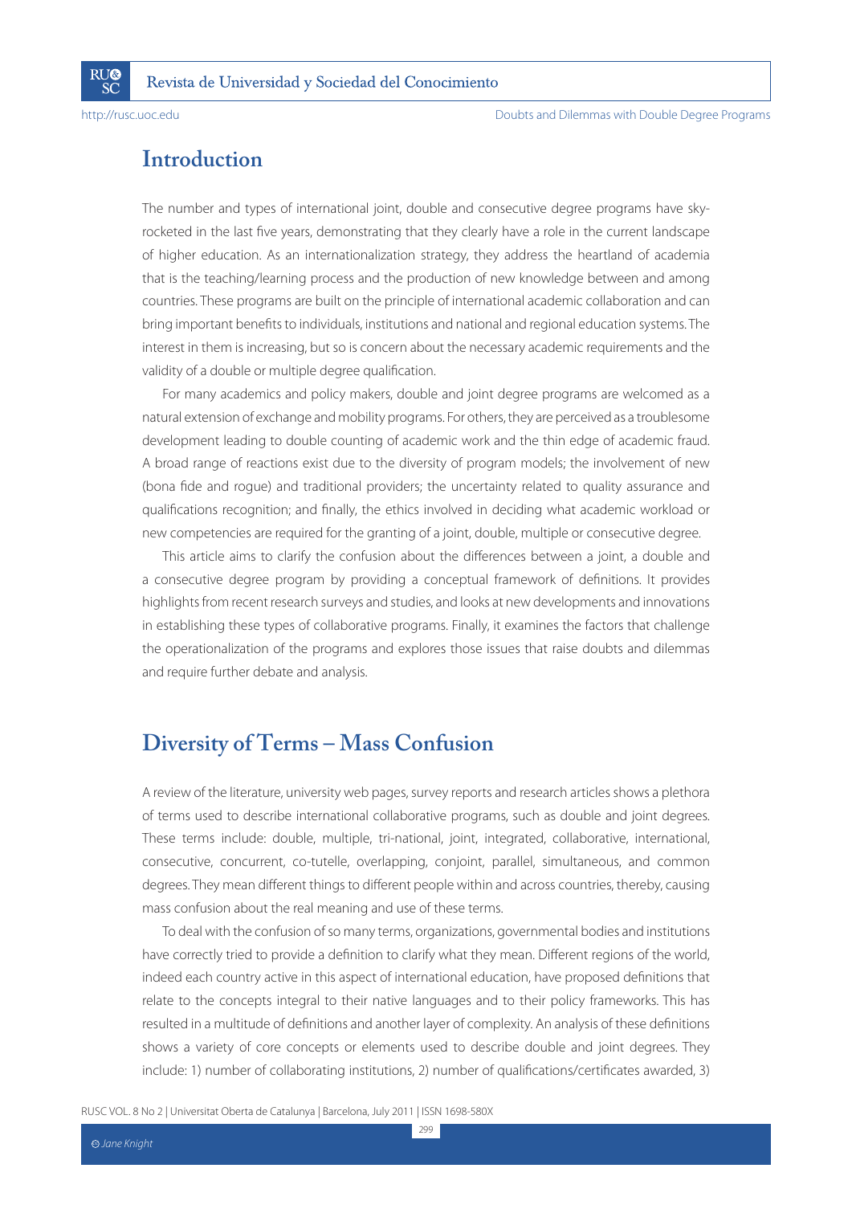## Introduction

The number and types of international joint, double and consecutive degree programs have sky-rocketed in the last five years, demonstrating that they clearly have a role in the current landscape of higher education. As an internationalization strategy, they address the heartland of academia that is the teaching/learning process and the production of new knowledge between and among countries. These programs are built on the principle of international academic collaboration and can bring important benefits to individuals, institutions and national and regional education systems. The interest in them is increasing, but so is concern about the necessary academic requirements and the validity of a double or multiple degree qualification.

For many academics and policy makers, double and joint degree programs are welcomed as a natural extension of exchange and mobility programs. For others, they are perceived as a troublesome development leading to double counting of academic work and the thin edge of academic fraud. A broad range of reactions exist due to the diversity of program models; the involvement of new (bona fide and rogue) and traditional providers; the uncertainty related to quality assurance and qualifications recognition; and finally, the ethics involved in deciding what academic workload or new competencies are required for the granting of a joint, double, multiple or consecutive degree.

This article aims to clarify the confusion about the differences between a joint, a double and a consecutive degree program by providing a conceptual framework of definitions. It provides highlights from recent research surveys and studies, and looks at new developments and innovations in establishing these types of collaborative programs. Finally, it examines the factors that challenge the operationalization of the programs and explores those issues that raise doubts and dilemmas and require further debate and analysis.

## Diversity of Terms – Mass Confusion

A review of the literature, university web pages, survey reports and research articles shows a plethora of terms used to describe international collaborative programs, such as double and joint degrees. These terms include: double, multiple, tri-national, joint, integrated, collaborative, international, consecutive, concurrent, co-tutelle, overlapping, conjoint, parallel, simultaneous, and common degrees. They mean different things to different people within and across countries, thereby, causing mass confusion about the real meaning and use of these terms.

To deal with the confusion of so many terms, organizations, governmental bodies and institutions have correctly tried to provide a definition to clarify what they mean. Different regions of the world, indeed each country active in this aspect of international education, have proposed definitions that relate to the concepts integral to their native languages and to their policy frameworks. This has resulted in a multitude of definitions and another layer of complexity. An analysis of these definitions shows a variety of core concepts or elements used to describe double and joint degrees. They include: 1) number of collaborating institutions, 2) number of qualifications/certificates awarded, 3)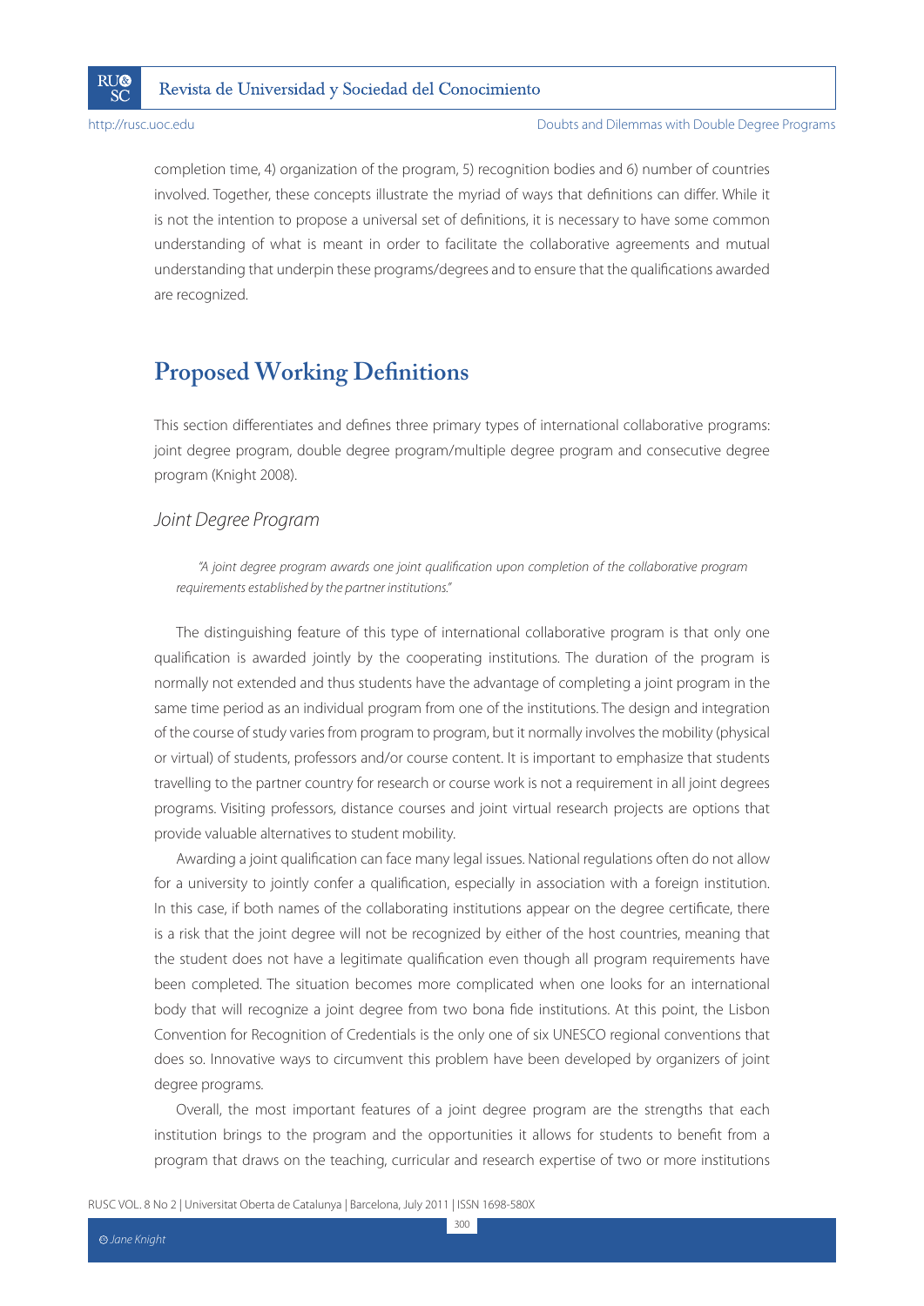completion time, 4) organization of the program, 5) recognition bodies and 6) number of countries involved. Together, these concepts illustrate the myriad of ways that definitions can differ. While it is not the intention to propose a universal set of definitions, it is necessary to have some common understanding of what is meant in order to facilitate the collaborative agreements and mutual understanding that underpin these programs/degrees and to ensure that the qualifications awarded are recognized.

## Proposed Working Definitions

This section differentiates and defines three primary types of international collaborative programs: joint degree program, double degree program/multiple degree program and consecutive degree program (Knight 2008).

### *Joint Degree Program*

> *"A joint degree program awards one joint qualification upon completion of the collaborative program requirements established by the partner institutions."*

The distinguishing feature of this type of international collaborative program is that only one qualification is awarded jointly by the cooperating institutions. The duration of the program is normally not extended and thus students have the advantage of completing a joint program in the same time period as an individual program from one of the institutions. The design and integration of the course of study varies from program to program, but it normally involves the mobility (physical or virtual) of students, professors and/or course content. It is important to emphasize that students travelling to the partner country for research or course work is not a requirement in all joint degrees programs. Visiting professors, distance courses and joint virtual research projects are options that provide valuable alternatives to student mobility.

Awarding a joint qualification can face many legal issues. National regulations often do not allow for a university to jointly confer a qualification, especially in association with a foreign institution. In this case, if both names of the collaborating institutions appear on the degree certificate, there is a risk that the joint degree will not be recognized by either of the host countries, meaning that the student does not have a legitimate qualification even though all program requirements have been completed. The situation becomes more complicated when one looks for an international body that will recognize a joint degree from two bona fide institutions. At this point, the Lisbon Convention for Recognition of Credentials is the only one of six UNESCO regional conventions that does so. Innovative ways to circumvent this problem have been developed by organizers of joint degree programs.

Overall, the most important features of a joint degree program are the strengths that each institution brings to the program and the opportunities it allows for students to benefit from a program that draws on the teaching, curricular and research expertise of two or more institutions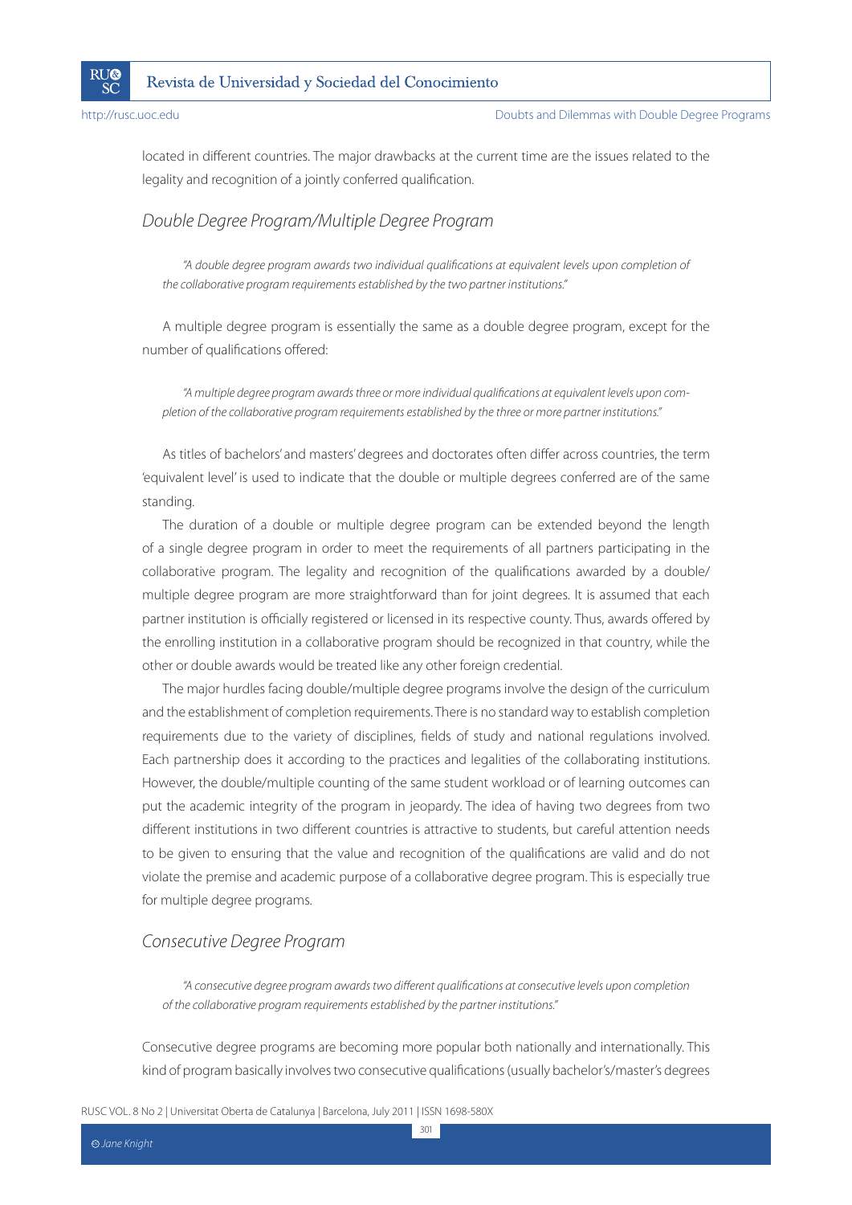located in different countries. The major drawbacks at the current time are the issues related to the legality and recognition of a jointly conferred qualification.

### *Double Degree Program/Multiple Degree Program*

> *"A double degree program awards two individual qualifications at equivalent levels upon completion of the collaborative program requirements established by the two partner institutions."*

A multiple degree program is essentially the same as a double degree program, except for the number of qualifications offered:

> *"A multiple degree program awards three or more individual qualifications at equivalent levels upon completion of the collaborative program requirements established by the three or more partner institutions."*

As titles of bachelors' and masters' degrees and doctorates often differ across countries, the term 'equivalent level' is used to indicate that the double or multiple degrees conferred are of the same standing.

The duration of a double or multiple degree program can be extended beyond the length of a single degree program in order to meet the requirements of all partners participating in the collaborative program. The legality and recognition of the qualifications awarded by a double/multiple degree program are more straightforward than for joint degrees. It is assumed that each partner institution is officially registered or licensed in its respective county. Thus, awards offered by the enrolling institution in a collaborative program should be recognized in that country, while the other or double awards would be treated like any other foreign credential.

The major hurdles facing double/multiple degree programs involve the design of the curriculum and the establishment of completion requirements. There is no standard way to establish completion requirements due to the variety of disciplines, fields of study and national regulations involved. Each partnership does it according to the practices and legalities of the collaborating institutions. However, the double/multiple counting of the same student workload or of learning outcomes can put the academic integrity of the program in jeopardy. The idea of having two degrees from two different institutions in two different countries is attractive to students, but careful attention needs to be given to ensuring that the value and recognition of the qualifications are valid and do not violate the premise and academic purpose of a collaborative degree program. This is especially true for multiple degree programs.

### *Consecutive Degree Program*

> *"A consecutive degree program awards two different qualifications at consecutive levels upon completion of the collaborative program requirements established by the partner institutions."*

Consecutive degree programs are becoming more popular both nationally and internationally. This kind of program basically involves two consecutive qualifications (usually bachelor's/master's degrees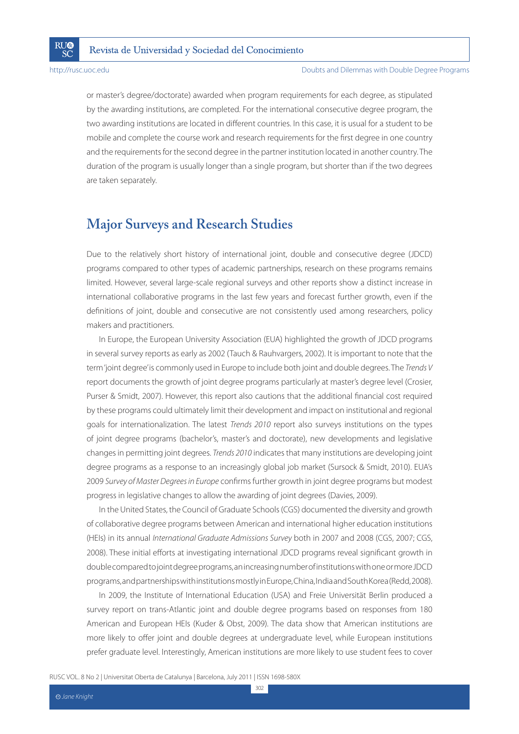or master's degree/doctorate) awarded when program requirements for each degree, as stipulated by the awarding institutions, are completed. For the international consecutive degree program, the two awarding institutions are located in different countries. In this case, it is usual for a student to be mobile and complete the course work and research requirements for the first degree in one country and the requirements for the second degree in the partner institution located in another country. The duration of the program is usually longer than a single program, but shorter than if the two degrees are taken separately.

## Major Surveys and Research Studies

Due to the relatively short history of international joint, double and consecutive degree (JDCD) programs compared to other types of academic partnerships, research on these programs remains limited. However, several large-scale regional surveys and other reports show a distinct increase in international collaborative programs in the last few years and forecast further growth, even if the definitions of joint, double and consecutive are not consistently used among researchers, policy makers and practitioners.

In Europe, the European University Association (EUA) highlighted the growth of JDCD programs in several survey reports as early as 2002 (Tauch & Rauhvargers, 2002). It is important to note that the term 'joint degree' is commonly used in Europe to include both joint and double degrees. The *Trends V* report documents the growth of joint degree programs particularly at master's degree level (Crosier, Purser & Smidt, 2007). However, this report also cautions that the additional financial cost required by these programs could ultimately limit their development and impact on institutional and regional goals for internationalization. The latest *Trends 2010* report also surveys institutions on the types of joint degree programs (bachelor's, master's and doctorate), new developments and legislative changes in permitting joint degrees. *Trends 2010* indicates that many institutions are developing joint degree programs as a response to an increasingly global job market (Sursock & Smidt, 2010). EUA's 2009 *Survey of Master Degrees in Europe* confirms further growth in joint degree programs but modest progress in legislative changes to allow the awarding of joint degrees (Davies, 2009).

In the United States, the Council of Graduate Schools (CGS) documented the diversity and growth of collaborative degree programs between American and international higher education institutions (HEIs) in its annual *International Graduate Admissions Survey* both in 2007 and 2008 (CGS, 2007; CGS, 2008). These initial efforts at investigating international JDCD programs reveal significant growth in double compared to joint degree programs, an increasing number of institutions with one or more JDCD programs, and partnerships with institutions mostly in Europe, China, India and South Korea (Redd, 2008).

In 2009, the Institute of International Education (USA) and Freie Universität Berlin produced a survey report on trans-Atlantic joint and double degree programs based on responses from 180 American and European HEIs (Kuder & Obst, 2009). The data show that American institutions are more likely to offer joint and double degrees at undergraduate level, while European institutions prefer graduate level. Interestingly, American institutions are more likely to use student fees to cover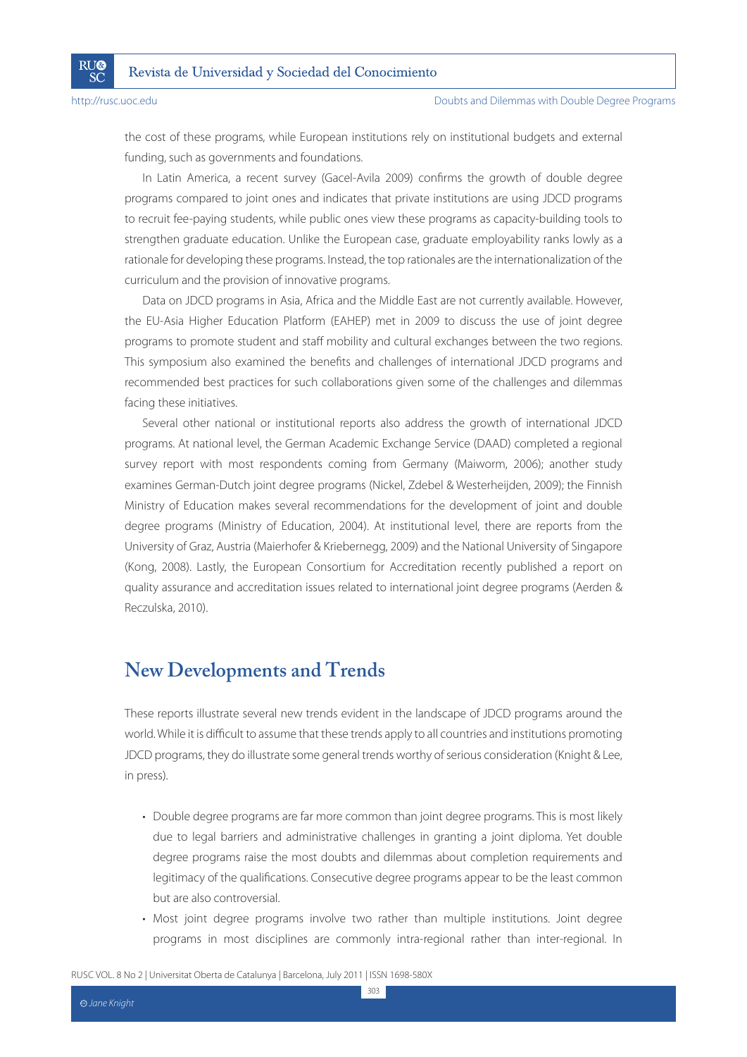the cost of these programs, while European institutions rely on institutional budgets and external funding, such as governments and foundations.

In Latin America, a recent survey (Gacel-Avila 2009) confirms the growth of double degree programs compared to joint ones and indicates that private institutions are using JDCD programs to recruit fee-paying students, while public ones view these programs as capacity-building tools to strengthen graduate education. Unlike the European case, graduate employability ranks lowly as a rationale for developing these programs. Instead, the top rationales are the internationalization of the curriculum and the provision of innovative programs.

Data on JDCD programs in Asia, Africa and the Middle East are not currently available. However, the EU-Asia Higher Education Platform (EAHEP) met in 2009 to discuss the use of joint degree programs to promote student and staff mobility and cultural exchanges between the two regions. This symposium also examined the benefits and challenges of international JDCD programs and recommended best practices for such collaborations given some of the challenges and dilemmas facing these initiatives.

Several other national or institutional reports also address the growth of international JDCD programs. At national level, the German Academic Exchange Service (DAAD) completed a regional survey report with most respondents coming from Germany (Maiworm, 2006); another study examines German-Dutch joint degree programs (Nickel, Zdebel & Westerheijden, 2009); the Finnish Ministry of Education makes several recommendations for the development of joint and double degree programs (Ministry of Education, 2004). At institutional level, there are reports from the University of Graz, Austria (Maierhofer & Kriebernegg, 2009) and the National University of Singapore (Kong, 2008). Lastly, the European Consortium for Accreditation recently published a report on quality assurance and accreditation issues related to international joint degree programs (Aerden & Reczulska, 2010).

## New Developments and Trends

These reports illustrate several new trends evident in the landscape of JDCD programs around the world. While it is difficult to assume that these trends apply to all countries and institutions promoting JDCD programs, they do illustrate some general trends worthy of serious consideration (Knight & Lee, in press).

- Double degree programs are far more common than joint degree programs. This is most likely due to legal barriers and administrative challenges in granting a joint diploma. Yet double degree programs raise the most doubts and dilemmas about completion requirements and legitimacy of the qualifications. Consecutive degree programs appear to be the least common but are also controversial.
- Most joint degree programs involve two rather than multiple institutions. Joint degree programs in most disciplines are commonly intra-regional rather than inter-regional. In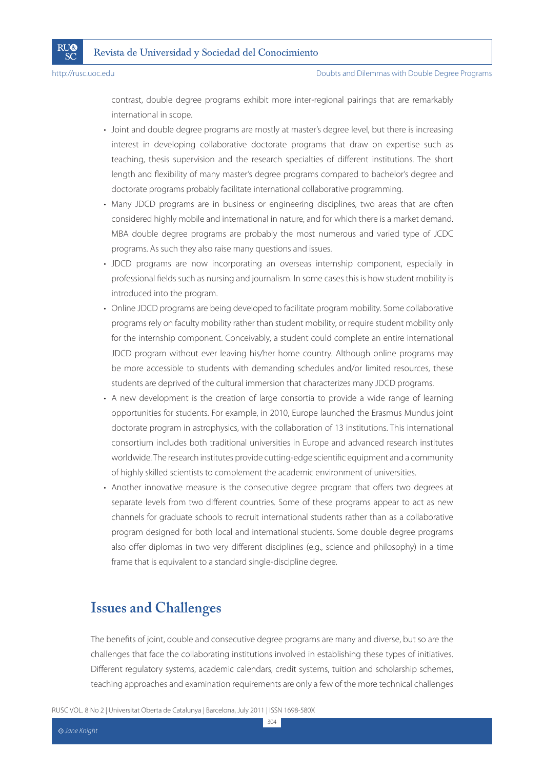contrast, double degree programs exhibit more inter-regional pairings that are remarkably international in scope.

- Joint and double degree programs are mostly at master's degree level, but there is increasing interest in developing collaborative doctorate programs that draw on expertise such as teaching, thesis supervision and the research specialties of different institutions. The short length and flexibility of many master's degree programs compared to bachelor's degree and doctorate programs probably facilitate international collaborative programming.
- Many JDCD programs are in business or engineering disciplines, two areas that are often considered highly mobile and international in nature, and for which there is a market demand. MBA double degree programs are probably the most numerous and varied type of JCDC programs. As such they also raise many questions and issues.
- JDCD programs are now incorporating an overseas internship component, especially in professional fields such as nursing and journalism. In some cases this is how student mobility is introduced into the program.
- Online JDCD programs are being developed to facilitate program mobility. Some collaborative programs rely on faculty mobility rather than student mobility, or require student mobility only for the internship component. Conceivably, a student could complete an entire international JDCD program without ever leaving his/her home country. Although online programs may be more accessible to students with demanding schedules and/or limited resources, these students are deprived of the cultural immersion that characterizes many JDCD programs.
- A new development is the creation of large consortia to provide a wide range of learning opportunities for students. For example, in 2010, Europe launched the Erasmus Mundus joint doctorate program in astrophysics, with the collaboration of 13 institutions. This international consortium includes both traditional universities in Europe and advanced research institutes worldwide. The research institutes provide cutting-edge scientific equipment and a community of highly skilled scientists to complement the academic environment of universities.
- Another innovative measure is the consecutive degree program that offers two degrees at separate levels from two different countries. Some of these programs appear to act as new channels for graduate schools to recruit international students rather than as a collaborative program designed for both local and international students. Some double degree programs also offer diplomas in two very different disciplines (e.g., science and philosophy) in a time frame that is equivalent to a standard single-discipline degree.

## Issues and Challenges

The benefits of joint, double and consecutive degree programs are many and diverse, but so are the challenges that face the collaborating institutions involved in establishing these types of initiatives. Different regulatory systems, academic calendars, credit systems, tuition and scholarship schemes, teaching approaches and examination requirements are only a few of the more technical challenges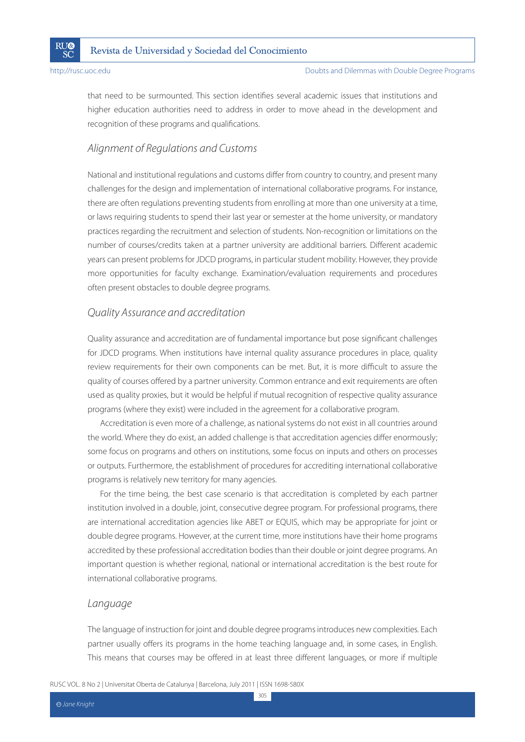that need to be surmounted. This section identifies several academic issues that institutions and higher education authorities need to address in order to move ahead in the development and recognition of these programs and qualifications.

### *Alignment of Regulations and Customs*

National and institutional regulations and customs differ from country to country, and present many challenges for the design and implementation of international collaborative programs. For instance, there are often regulations preventing students from enrolling at more than one university at a time, or laws requiring students to spend their last year or semester at the home university, or mandatory practices regarding the recruitment and selection of students. Non-recognition or limitations on the number of courses/credits taken at a partner university are additional barriers. Different academic years can present problems for JDCD programs, in particular student mobility. However, they provide more opportunities for faculty exchange. Examination/evaluation requirements and procedures often present obstacles to double degree programs.

### *Quality Assurance and accreditation*

Quality assurance and accreditation are of fundamental importance but pose significant challenges for JDCD programs. When institutions have internal quality assurance procedures in place, quality review requirements for their own components can be met. But, it is more difficult to assure the quality of courses offered by a partner university. Common entrance and exit requirements are often used as quality proxies, but it would be helpful if mutual recognition of respective quality assurance programs (where they exist) were included in the agreement for a collaborative program.

Accreditation is even more of a challenge, as national systems do not exist in all countries around the world. Where they do exist, an added challenge is that accreditation agencies differ enormously; some focus on programs and others on institutions, some focus on inputs and others on processes or outputs. Furthermore, the establishment of procedures for accrediting international collaborative programs is relatively new territory for many agencies.

For the time being, the best case scenario is that accreditation is completed by each partner institution involved in a double, joint, consecutive degree program. For professional programs, there are international accreditation agencies like ABET or EQUIS, which may be appropriate for joint or double degree programs. However, at the current time, more institutions have their home programs accredited by these professional accreditation bodies than their double or joint degree programs. An important question is whether regional, national or international accreditation is the best route for international collaborative programs.

### *Language*

The language of instruction for joint and double degree programs introduces new complexities. Each partner usually offers its programs in the home teaching language and, in some cases, in English. This means that courses may be offered in at least three different languages, or more if multiple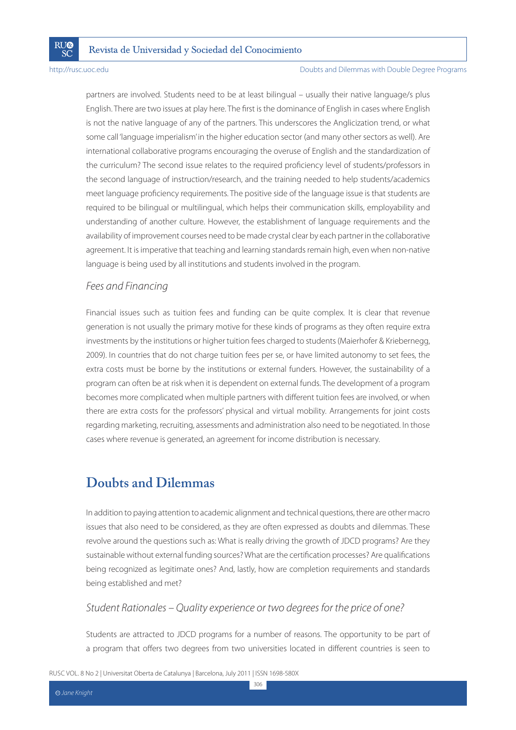partners are involved. Students need to be at least bilingual – usually their native language/s plus English. There are two issues at play here. The first is the dominance of English in cases where English is not the native language of any of the partners. This underscores the Anglicization trend, or what some call 'language imperialism' in the higher education sector (and many other sectors as well). Are international collaborative programs encouraging the overuse of English and the standardization of the curriculum? The second issue relates to the required proficiency level of students/professors in the second language of instruction/research, and the training needed to help students/academics meet language proficiency requirements. The positive side of the language issue is that students are required to be bilingual or multilingual, which helps their communication skills, employability and understanding of another culture. However, the establishment of language requirements and the availability of improvement courses need to be made crystal clear by each partner in the collaborative agreement. It is imperative that teaching and learning standards remain high, even when non-native language is being used by all institutions and students involved in the program.

### *Fees and Financing*

Financial issues such as tuition fees and funding can be quite complex. It is clear that revenue generation is not usually the primary motive for these kinds of programs as they often require extra investments by the institutions or higher tuition fees charged to students (Maierhofer & Kriebernegg, 2009). In countries that do not charge tuition fees per se, or have limited autonomy to set fees, the extra costs must be borne by the institutions or external funders. However, the sustainability of a program can often be at risk when it is dependent on external funds. The development of a program becomes more complicated when multiple partners with different tuition fees are involved, or when there are extra costs for the professors' physical and virtual mobility. Arrangements for joint costs regarding marketing, recruiting, assessments and administration also need to be negotiated. In those cases where revenue is generated, an agreement for income distribution is necessary.

## Doubts and Dilemmas

In addition to paying attention to academic alignment and technical questions, there are other macro issues that also need to be considered, as they are often expressed as doubts and dilemmas. These revolve around the questions such as: What is really driving the growth of JDCD programs? Are they sustainable without external funding sources? What are the certification processes? Are qualifications being recognized as legitimate ones? And, lastly, how are completion requirements and standards being established and met?

### *Student Rationales – Quality experience or two degrees for the price of one?*

Students are attracted to JDCD programs for a number of reasons. The opportunity to be part of a program that offers two degrees from two universities located in different countries is seen to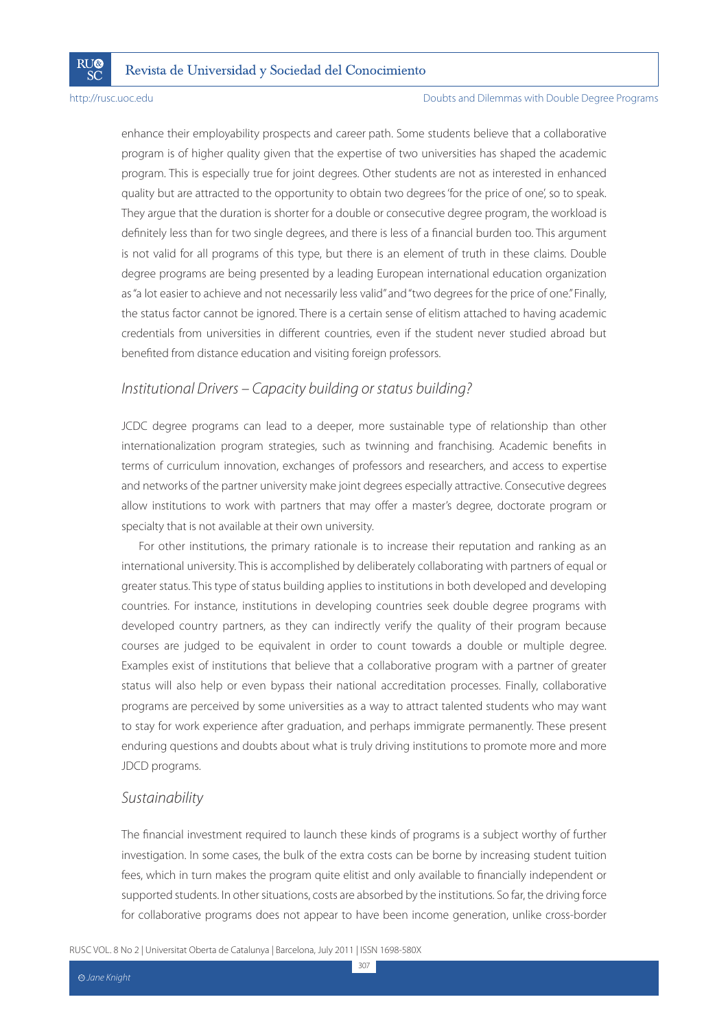enhance their employability prospects and career path. Some students believe that a collaborative program is of higher quality given that the expertise of two universities has shaped the academic program. This is especially true for joint degrees. Other students are not as interested in enhanced quality but are attracted to the opportunity to obtain two degrees 'for the price of one', so to speak. They argue that the duration is shorter for a double or consecutive degree program, the workload is definitely less than for two single degrees, and there is less of a financial burden too. This argument is not valid for all programs of this type, but there is an element of truth in these claims. Double degree programs are being presented by a leading European international education organization as "a lot easier to achieve and not necessarily less valid" and "two degrees for the price of one." Finally, the status factor cannot be ignored. There is a certain sense of elitism attached to having academic credentials from universities in different countries, even if the student never studied abroad but benefited from distance education and visiting foreign professors.

### *Institutional Drivers – Capacity building or status building?*

JCDC degree programs can lead to a deeper, more sustainable type of relationship than other internationalization program strategies, such as twinning and franchising. Academic benefits in terms of curriculum innovation, exchanges of professors and researchers, and access to expertise and networks of the partner university make joint degrees especially attractive. Consecutive degrees allow institutions to work with partners that may offer a master's degree, doctorate program or specialty that is not available at their own university.

For other institutions, the primary rationale is to increase their reputation and ranking as an international university. This is accomplished by deliberately collaborating with partners of equal or greater status. This type of status building applies to institutions in both developed and developing countries. For instance, institutions in developing countries seek double degree programs with developed country partners, as they can indirectly verify the quality of their program because courses are judged to be equivalent in order to count towards a double or multiple degree. Examples exist of institutions that believe that a collaborative program with a partner of greater status will also help or even bypass their national accreditation processes. Finally, collaborative programs are perceived by some universities as a way to attract talented students who may want to stay for work experience after graduation, and perhaps immigrate permanently. These present enduring questions and doubts about what is truly driving institutions to promote more and more JDCD programs.

### *Sustainability*

The financial investment required to launch these kinds of programs is a subject worthy of further investigation. In some cases, the bulk of the extra costs can be borne by increasing student tuition fees, which in turn makes the program quite elitist and only available to financially independent or supported students. In other situations, costs are absorbed by the institutions. So far, the driving force for collaborative programs does not appear to have been income generation, unlike cross-border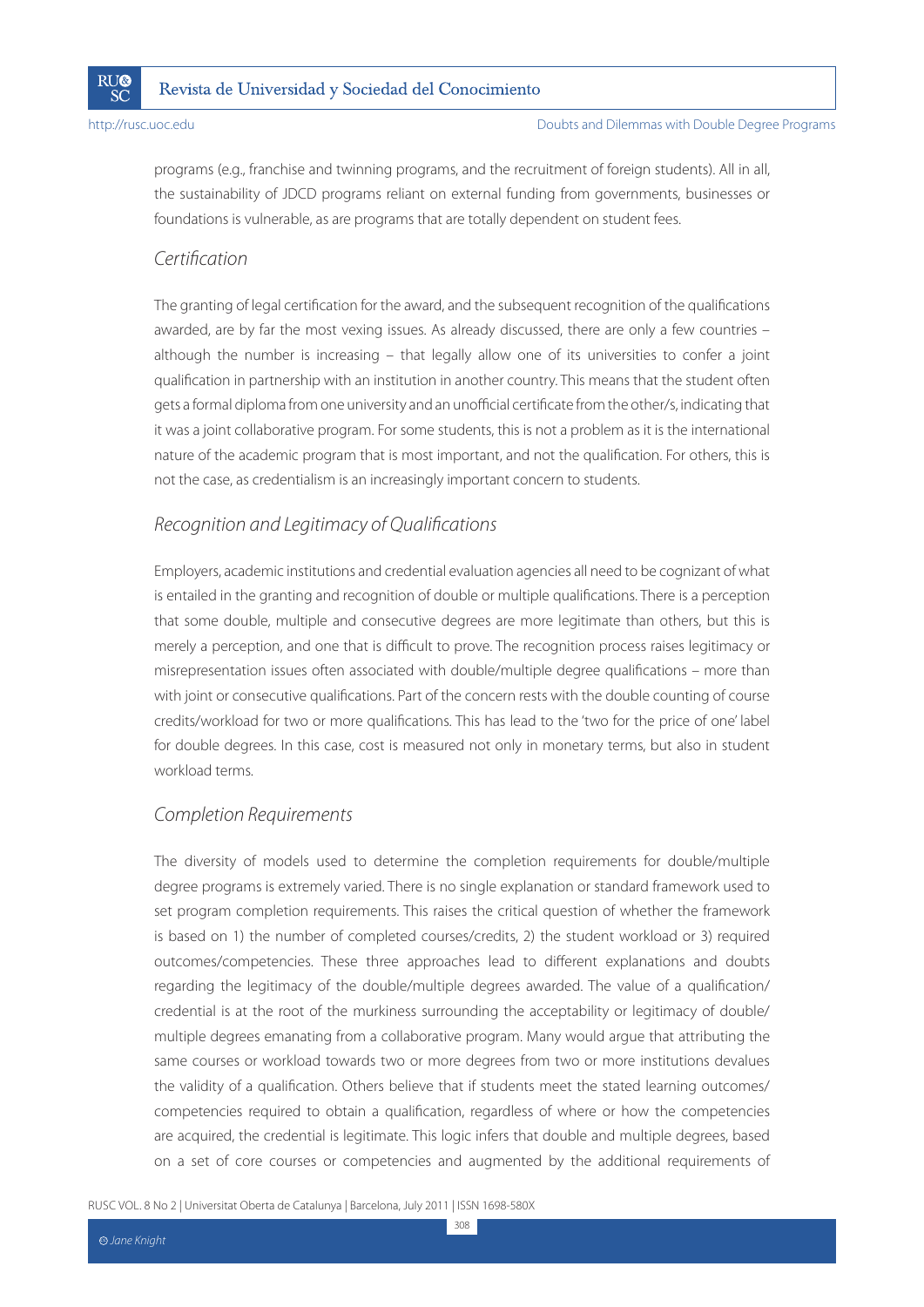programs (e.g., franchise and twinning programs, and the recruitment of foreign students). All in all, the sustainability of JDCD programs reliant on external funding from governments, businesses or foundations is vulnerable, as are programs that are totally dependent on student fees.

### *Certification*

The granting of legal certification for the award, and the subsequent recognition of the qualifications awarded, are by far the most vexing issues. As already discussed, there are only a few countries – although the number is increasing – that legally allow one of its universities to confer a joint qualification in partnership with an institution in another country. This means that the student often gets a formal diploma from one university and an unofficial certificate from the other/s, indicating that it was a joint collaborative program. For some students, this is not a problem as it is the international nature of the academic program that is most important, and not the qualification. For others, this is not the case, as credentialism is an increasingly important concern to students.

### *Recognition and Legitimacy of Qualifications*

Employers, academic institutions and credential evaluation agencies all need to be cognizant of what is entailed in the granting and recognition of double or multiple qualifications. There is a perception that some double, multiple and consecutive degrees are more legitimate than others, but this is merely a perception, and one that is difficult to prove. The recognition process raises legitimacy or misrepresentation issues often associated with double/multiple degree qualifications – more than with joint or consecutive qualifications. Part of the concern rests with the double counting of course credits/workload for two or more qualifications. This has lead to the 'two for the price of one' label for double degrees. In this case, cost is measured not only in monetary terms, but also in student workload terms.

### *Completion Requirements*

The diversity of models used to determine the completion requirements for double/multiple degree programs is extremely varied. There is no single explanation or standard framework used to set program completion requirements. This raises the critical question of whether the framework is based on 1) the number of completed courses/credits, 2) the student workload or 3) required outcomes/competencies. These three approaches lead to different explanations and doubts regarding the legitimacy of the double/multiple degrees awarded. The value of a qualification/credential is at the root of the murkiness surrounding the acceptability or legitimacy of double/multiple degrees emanating from a collaborative program. Many would argue that attributing the same courses or workload towards two or more degrees from two or more institutions devalues the validity of a qualification. Others believe that if students meet the stated learning outcomes/competencies required to obtain a qualification, regardless of where or how the competencies are acquired, the credential is legitimate. This logic infers that double and multiple degrees, based on a set of core courses or competencies and augmented by the additional requirements of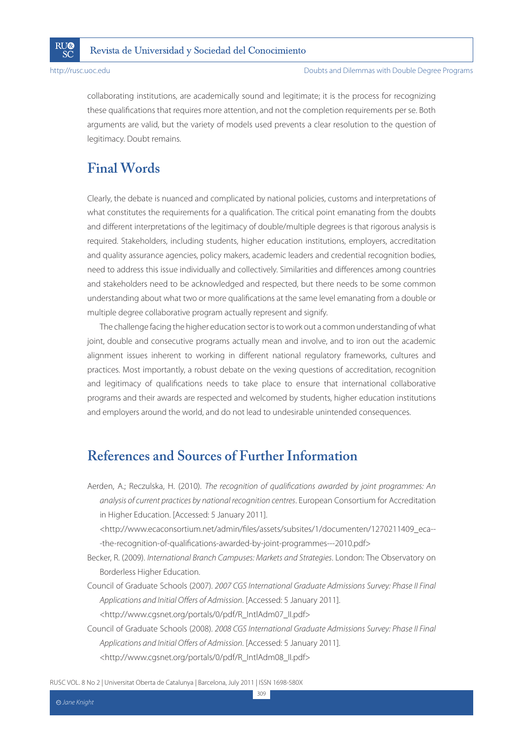collaborating institutions, are academically sound and legitimate; it is the process for recognizing these qualifications that requires more attention, and not the completion requirements per se. Both arguments are valid, but the variety of models used prevents a clear resolution to the question of legitimacy. Doubt remains.

## Final Words

Clearly, the debate is nuanced and complicated by national policies, customs and interpretations of what constitutes the requirements for a qualification. The critical point emanating from the doubts and different interpretations of the legitimacy of double/multiple degrees is that rigorous analysis is required. Stakeholders, including students, higher education institutions, employers, accreditation and quality assurance agencies, policy makers, academic leaders and credential recognition bodies, need to address this issue individually and collectively. Similarities and differences among countries and stakeholders need to be acknowledged and respected, but there needs to be some common understanding about what two or more qualifications at the same level emanating from a double or multiple degree collaborative program actually represent and signify.

The challenge facing the higher education sector is to work out a common understanding of what joint, double and consecutive programs actually mean and involve, and to iron out the academic alignment issues inherent to working in different national regulatory frameworks, cultures and practices. Most importantly, a robust debate on the vexing questions of accreditation, recognition and legitimacy of qualifications needs to take place to ensure that international collaborative programs and their awards are respected and welcomed by students, higher education institutions and employers around the world, and do not lead to undesirable unintended consequences.

## References and Sources of Further Information

Aerden, A.; Reczulska, H. (2010). *The recognition of qualifications awarded by joint programmes: An analysis of current practices by national recognition centres*. European Consortium for Accreditation in Higher Education. [Accessed: 5 January 2011].
<http://www.ecaconsortium.net/admin/files/assets/subsites/1/documenten/1270211409_eca---the-recognition-of-qualifications-awarded-by-joint-programmes---2010.pdf>

Becker, R. (2009). *International Branch Campuses: Markets and Strategies*. London: The Observatory on Borderless Higher Education.

Council of Graduate Schools (2007). *2007 CGS International Graduate Admissions Survey: Phase II Final Applications and Initial Offers of Admission*. [Accessed: 5 January 2011].
<http://www.cgsnet.org/portals/0/pdf/R_IntlAdm07_II.pdf>

Council of Graduate Schools (2008). *2008 CGS International Graduate Admissions Survey: Phase II Final Applications and Initial Offers of Admission*. [Accessed: 5 January 2011].
<http://www.cgsnet.org/portals/0/pdf/R_IntlAdm08_II.pdf>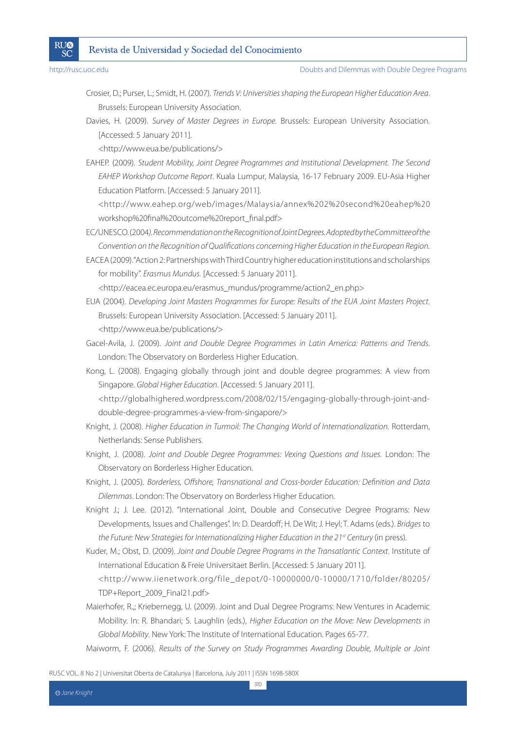Crosier, D.; Purser, L.; Smidt, H. (2007). *Trends V: Universities shaping the European Higher Education Area*. Brussels: European University Association.

Davies, H. (2009). *Survey of Master Degrees in Europe*. Brussels: European University Association. [Accessed: 5 January 2011].
<http://www.eua.be/publications/>

EAHEP. (2009). *Student Mobility, Joint Degree Programmes and Institutional Development. The Second EAHEP Workshop Outcome Report*. Kuala Lumpur, Malaysia, 16-17 February 2009. EU-Asia Higher Education Platform. [Accessed: 5 January 2011].
<http://www.eahep.org/web/images/Malaysia/annex%202%20second%20eahep%20workshop%20final%20outcome%20report_final.pdf>

EC/UNESCO. (2004*). Recommendation on the Recognition of Joint Degrees. Adopted by the Committee of the Convention on the Recognition of Qualifications concerning Higher Education in the European Region.*

EACEA (2009). "Action 2: Partnerships with Third Country higher education institutions and scholarships for mobility". *Erasmus Mundus.* [Accessed: 5 January 2011].
<http://eacea.ec.europa.eu/erasmus_mundus/programme/action2_en.php>

EUA (2004). *Developing Joint Masters Programmes for Europe: Results of the EUA Joint Masters Project*. Brussels: European University Association. [Accessed: 5 January 2011].
<http://www.eua.be/publications/>

Gacel-Avila, J. (2009). *Joint and Double Degree Programmes in Latin America: Patterns and Trends*. London: The Observatory on Borderless Higher Education.

Kong, L. (2008). Engaging globally through joint and double degree programmes: A view from Singapore. *Global Higher Education*. [Accessed: 5 January 2011].
<http://globalhighered.wordpress.com/2008/02/15/engaging-globally-through-joint-and-double-degree-programmes-a-view-from-singapore/>

Knight, J. (2008). *Higher Education in Turmoil: The Changing World of Internationalization*. Rotterdam, Netherlands: Sense Publishers.

Knight, J. (2008). *Joint and Double Degree Programmes: Vexing Questions and Issues*. London: The Observatory on Borderless Higher Education.

Knight, J. (2005). *Borderless, Offshore, Transnational and Cross-border Education: Definition and Data Dilemmas*. London: The Observatory on Borderless Higher Education.

Knight J.; J. Lee. (2012). "International Joint, Double and Consecutive Degree Programs: New Developments, Issues and Challenges". In: D. Deardoff; H. De Wit; J. Heyl; T. Adams (eds.). *Bridges* to *the Future: New Strategies for Internationalizing Higher Education in the 21st Century* (in press).

Kuder, M.; Obst, D. (2009). *Joint and Double Degree Programs in the Transatlantic Context*. Institute of International Education & Freie Universitaet Berlin. [Accessed: 5 January 2011].
<http://www.iienetwork.org/file_depot/0-10000000/0-10000/1710/folder/80205/TDP+Report_2009_Final21.pdf>

Maierhofer, R.,; Kriebernegg, U. (2009). Joint and Dual Degree Programs: New Ventures in Academic Mobility. In: R. Bhandari; S. Laughlin (eds.), *Higher Education on the Move: New Developments in Global Mobility*. New York: The Institute of International Education. Pages 65-77.

Maiworm, F. (2006). *Results of the Survey on Study Programmes Awarding Double, Multiple or Joint*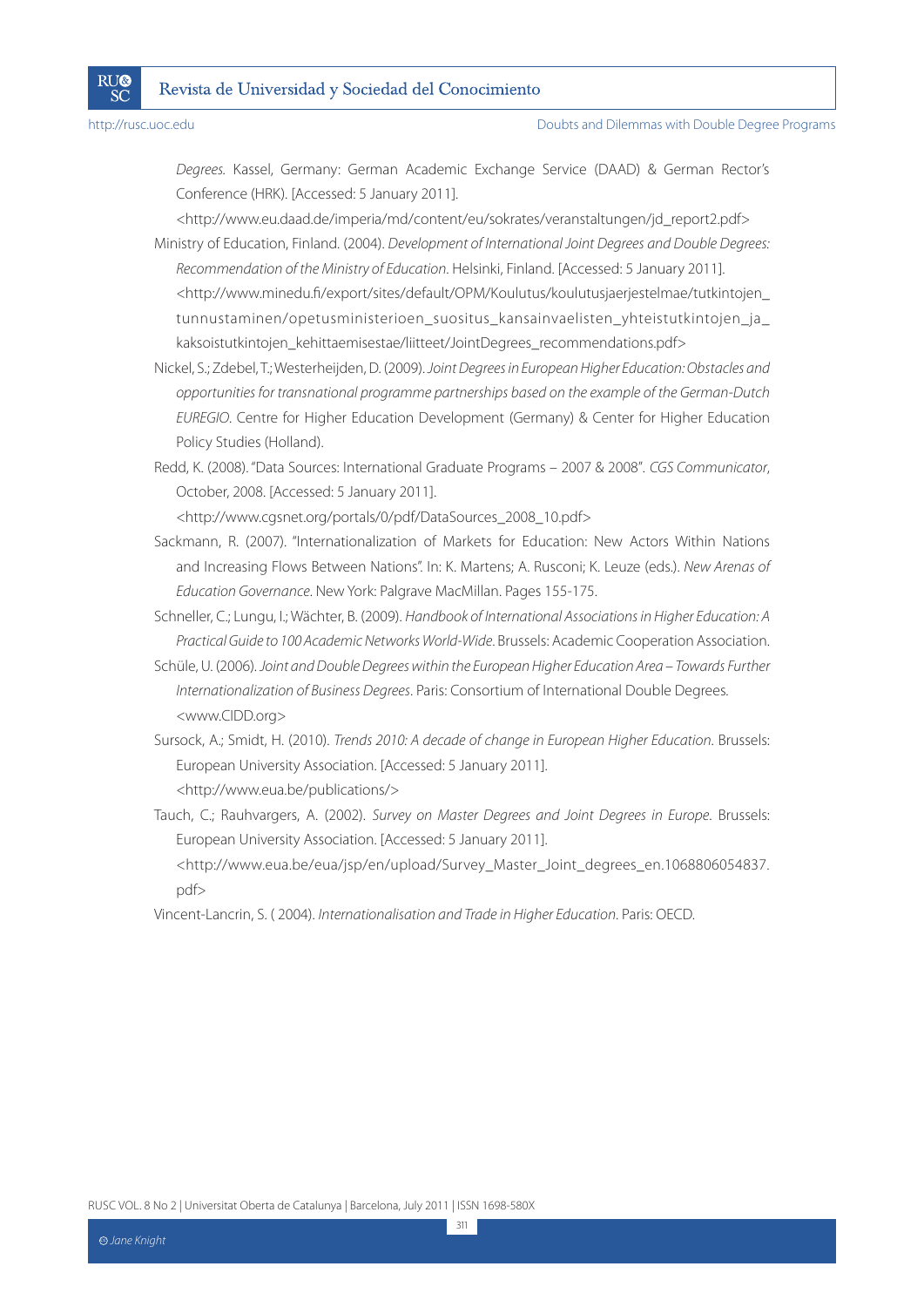*Degrees.* Kassel, Germany: German Academic Exchange Service (DAAD) & German Rector's Conference (HRK). [Accessed: 5 January 2011].
<http://www.eu.daad.de/imperia/md/content/eu/sokrates/veranstaltungen/jd_report2.pdf>

Ministry of Education, Finland. (2004). *Development of International Joint Degrees and Double Degrees: Recommendation of the Ministry of Education*. Helsinki, Finland. [Accessed: 5 January 2011].
<http://www.minedu.fi/export/sites/default/OPM/Koulutus/koulutusjaerjestelmae/tutkintojen_tunnustaminen/opetusministerioen_suositus_kansainvaelisten_yhteistutkintojen_ja_kaksoistutkintojen_kehittaemisestae/liitteet/JointDegrees_recommendations.pdf>

Nickel, S.; Zdebel, T.; Westerheijden, D. (2009). *Joint Degrees in European Higher Education: Obstacles and opportunities for transnational programme partnerships based on the example of the German-Dutch EUREGIO*. Centre for Higher Education Development (Germany) & Center for Higher Education Policy Studies (Holland).

Redd, K. (2008). "Data Sources: International Graduate Programs – 2007 & 2008". *CGS Communicator*, October, 2008. [Accessed: 5 January 2011].
<http://www.cgsnet.org/portals/0/pdf/DataSources_2008_10.pdf>

Sackmann, R. (2007). "Internationalization of Markets for Education: New Actors Within Nations and Increasing Flows Between Nations". In: K. Martens; A. Rusconi; K. Leuze (eds.). *New Arenas of Education Governance*. New York: Palgrave MacMillan. Pages 155-175.

Schneller, C.; Lungu, I.; Wächter, B. (2009). *Handbook of International Associations in Higher Education: A Practical Guide to 100 Academic Networks World-Wide*. Brussels: Academic Cooperation Association.

Schüle, U. (2006). *Joint and Double Degrees within the European Higher Education Area – Towards Further Internationalization of Business Degrees*. Paris: Consortium of International Double Degrees.
<www.CIDD.org>

Sursock, A.; Smidt, H. (2010). *Trends 2010: A decade of change in European Higher Education*. Brussels: European University Association. [Accessed: 5 January 2011].
<http://www.eua.be/publications/>

Tauch, C.; Rauhvargers, A. (2002). *Survey on Master Degrees and Joint Degrees in Europe*. Brussels: European University Association. [Accessed: 5 January 2011].
<http://www.eua.be/eua/jsp/en/upload/Survey_Master_Joint_degrees_en.1068806054837.pdf>

Vincent-Lancrin, S. ( 2004). *Internationalisation and Trade in Higher Education*. Paris: OECD.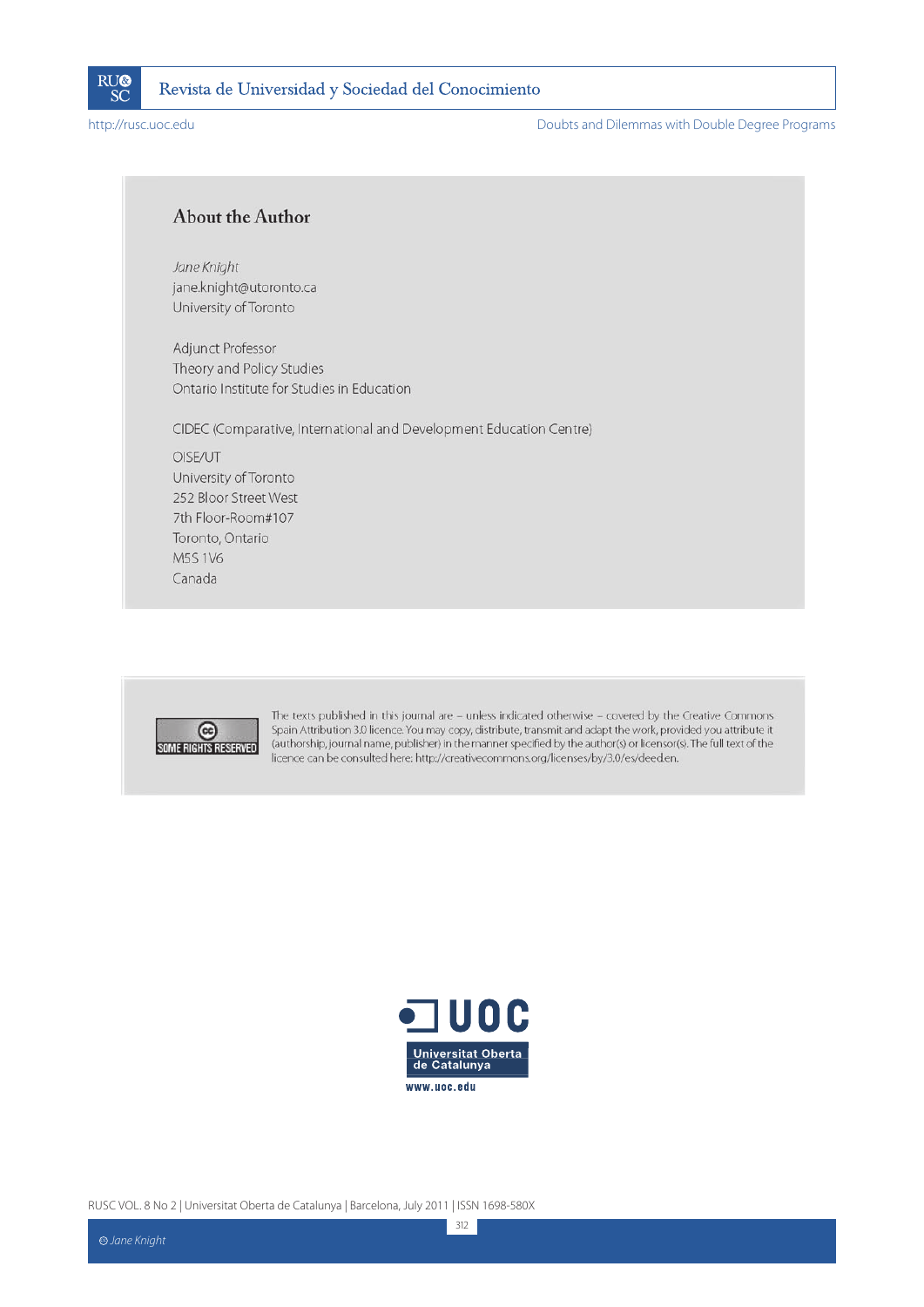## About the Author

*Jane Knight*
jane.knight@utoronto.ca
University of Toronto

Adjunct Professor
Theory and Policy Studies
Ontario Institute for Studies in Education

CIDEC (Comparative, International and Development Education Centre)

OISE/UT
University of Toronto
252 Bloor Street West
7th Floor-Room#107
Toronto, Ontario
M5S 1V6
Canada

The texts published in this journal are – unless indicated otherwise – covered by the Creative Commons Spain Attribution 3.0 licence. You may copy, distribute, transmit and adapt the work, provided you attribute it (authorship, journal name, publisher) in the manner specified by the author(s) or licensor(s). The full text of the licence can be consulted here: http://creativecommons.org/licenses/by/3.0/es/deed.en.